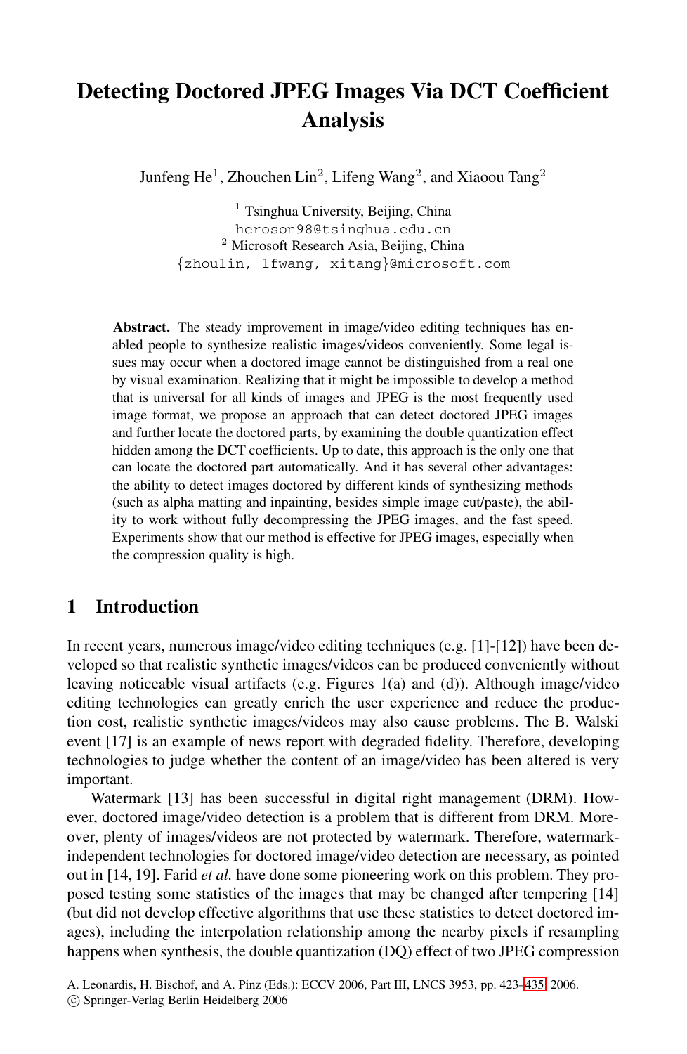# Detecting Doctored JPEG Images Via DCT Coefficient Analysis

Junfeng He[1], Zhouchen Lin[2], Lifeng Wang[2], and Xiaoou Tang[2]

[1] Tsinghua University, Beijing, China
heroson98@tsinghua.edu.cn
[2] Microsoft Research Asia, Beijing, China
{zhoulin, lfwang, xitang}@microsoft.com

**Abstract.** The steady improvement in image/video editing techniques has enabled people to synthesize realistic images/videos conveniently. Some legal issues may occur when a doctored image cannot be distinguished from a real one by visual examination. Realizing that it might be impossible to develop a method that is universal for all kinds of images and JPEG is the most frequently used image format, we propose an approach that can detect doctored JPEG images and further locate the doctored parts, by examining the double quantization effect hidden among the DCT coefficients. Up to date, this approach is the only one that can locate the doctored part automatically. And it has several other advantages: the ability to detect images doctored by different kinds of synthesizing methods (such as alpha matting and inpainting, besides simple image cut/paste), the ability to work without fully decompressing the JPEG images, and the fast speed. Experiments show that our method is effective for JPEG images, especially when the compression quality is high.

## 1 Introduction

In recent years, numerous image/video editing techniques (e.g. [1]-[12]) have been developed so that realistic synthetic images/videos can be produced conveniently without leaving noticeable visual artifacts (e.g. Figures 1(a) and (d)). Although image/video editing technologies can greatly enrich the user experience and reduce the production cost, realistic synthetic images/videos may also cause problems. The B. Walski event [17] is an example of news report with degraded fidelity. Therefore, developing technologies to judge whether the content of an image/video has been altered is very important.

Watermark [13] has been successful in digital right management (DRM). However, doctored image/video detection is a problem that is different from DRM. Moreover, plenty of images/videos are not protected by watermark. Therefore, watermark-independent technologies for doctored image/video detection are necessary, as pointed out in [14, 19]. Farid *et al.* have done some pioneering work on this problem. They proposed testing some statistics of the images that may be changed after tempering [14] (but did not develop effective algorithms that use these statistics to detect doctored images), including the interpolation relationship among the nearby pixels if resampling happens when synthesis, the double quantization (DQ) effect of two JPEG compression

A. Leonardis, H. Bischof, and A. Pinz (Eds.): ECCV 2006, Part III, LNCS 3953, pp. 423–435, 2006.
© Springer-Verlag Berlin Heidelberg 2006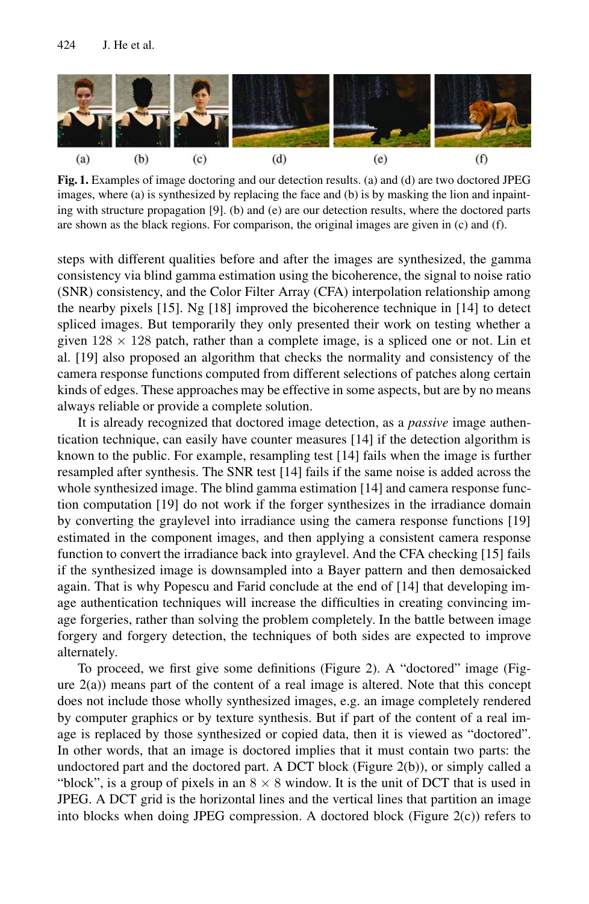Fig. 1. Examples of image doctoring and our detection results. (a) and (d) are two doctored JPEG images, where (a) is synthesized by replacing the face and (b) is by masking the lion and inpainting with structure propagation [9]. (b) and (e) are our detection results, where the doctored parts are shown as the black regions. For comparison, the original images are given in (c) and (f).

steps with different qualities before and after the images are synthesized, the gamma consistency via blind gamma estimation using the bicoherence, the signal to noise ratio (SNR) consistency, and the Color Filter Array (CFA) interpolation relationship among the nearby pixels [15]. Ng [18] improved the bicoherence technique in [14] to detect spliced images. But temporarily they only presented their work on testing whether a given $128 \times 128$ patch, rather than a complete image, is a spliced one or not. Lin et al. [19] also proposed an algorithm that checks the normality and consistency of the camera response functions computed from different selections of patches along certain kinds of edges. These approaches may be effective in some aspects, but are by no means always reliable or provide a complete solution.

It is already recognized that doctored image detection, as a *passive* image authentication technique, can easily have counter measures [14] if the detection algorithm is known to the public. For example, resampling test [14] fails when the image is further resampled after synthesis. The SNR test [14] fails if the same noise is added across the whole synthesized image. The blind gamma estimation [14] and camera response function computation [19] do not work if the forger synthesizes in the irradiance domain by converting the graylevel into irradiance using the camera response functions [19] estimated in the component images, and then applying a consistent camera response function to convert the irradiance back into graylevel. And the CFA checking [15] fails if the synthesized image is downsampled into a Bayer pattern and then demosaicked again. That is why Popescu and Farid conclude at the end of [14] that developing image authentication techniques will increase the difficulties in creating convincing image forgeries, rather than solving the problem completely. In the battle between image forgery and forgery detection, the techniques of both sides are expected to improve alternately.

To proceed, we first give some definitions (Figure 2). A "doctored" image (Figure 2(a)) means part of the content of a real image is altered. Note that this concept does not include those wholly synthesized images, e.g. an image completely rendered by computer graphics or by texture synthesis. But if part of the content of a real image is replaced by those synthesized or copied data, then it is viewed as "doctored". In other words, that an image is doctored implies that it must contain two parts: the undoctored part and the doctored part. A DCT block (Figure 2(b)), or simply called a "block", is a group of pixels in an $8 \times 8$ window. It is the unit of DCT that is used in JPEG. A DCT grid is the horizontal lines and the vertical lines that partition an image into blocks when doing JPEG compression. A doctored block (Figure 2(c)) refers to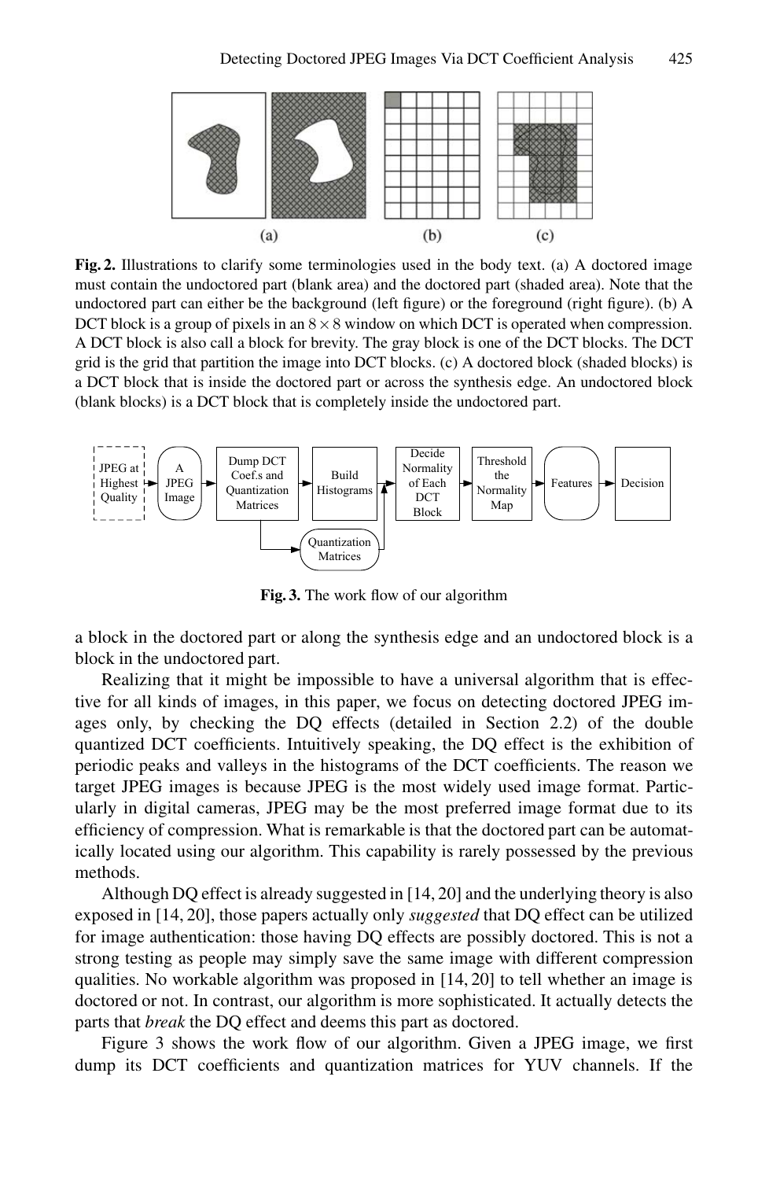(a) (b) (c)

**Fig. 2.** Illustrations to clarify some terminologies used in the body text. (a) A doctored image must contain the undoctored part (blank area) and the doctored part (shaded area). Note that the undoctored part can either be the background (left figure) or the foreground (right figure). (b) A DCT block is a group of pixels in an $8 \times 8$ window on which DCT is operated when compression. A DCT block is also call a block for brevity. The gray block is one of the DCT blocks. The DCT grid is the grid that partition the image into DCT blocks. (c) A doctored block (shaded blocks) is a DCT block that is inside the doctored part or across the synthesis edge. An undoctored block (blank blocks) is a DCT block that is completely inside the undoctored part.

JPEG at Highest Quality

A JPEG Image

Dump DCT Coef.s and Quantization Matrices

Build Histograms

Decide Normality of Each DCT Block

Threshold the Normality Map

Features

Decision

Quantization Matrices

**Fig. 3.** The work flow of our algorithm

a block in the doctored part or along the synthesis edge and an undoctored block is a block in the undoctored part.

Realizing that it might be impossible to have a universal algorithm that is effective for all kinds of images, in this paper, we focus on detecting doctored JPEG images only, by checking the DQ effects (detailed in Section 2.2) of the double quantized DCT coefficients. Intuitively speaking, the DQ effect is the exhibition of periodic peaks and valleys in the histograms of the DCT coefficients. The reason we target JPEG images is because JPEG is the most widely used image format. Particularly in digital cameras, JPEG may be the most preferred image format due to its efficiency of compression. What is remarkable is that the doctored part can be automatically located using our algorithm. This capability is rarely possessed by the previous methods.

Although DQ effect is already suggested in [14, 20] and the underlying theory is also exposed in [14, 20], those papers actually only *suggested* that DQ effect can be utilized for image authentication: those having DQ effects are possibly doctored. This is not a strong testing as people may simply save the same image with different compression qualities. No workable algorithm was proposed in [14, 20] to tell whether an image is doctored or not. In contrast, our algorithm is more sophisticated. It actually detects the parts that *break* the DQ effect and deems this part as doctored.

Figure 3 shows the work flow of our algorithm. Given a JPEG image, we first dump its DCT coefficients and quantization matrices for YUV channels. If the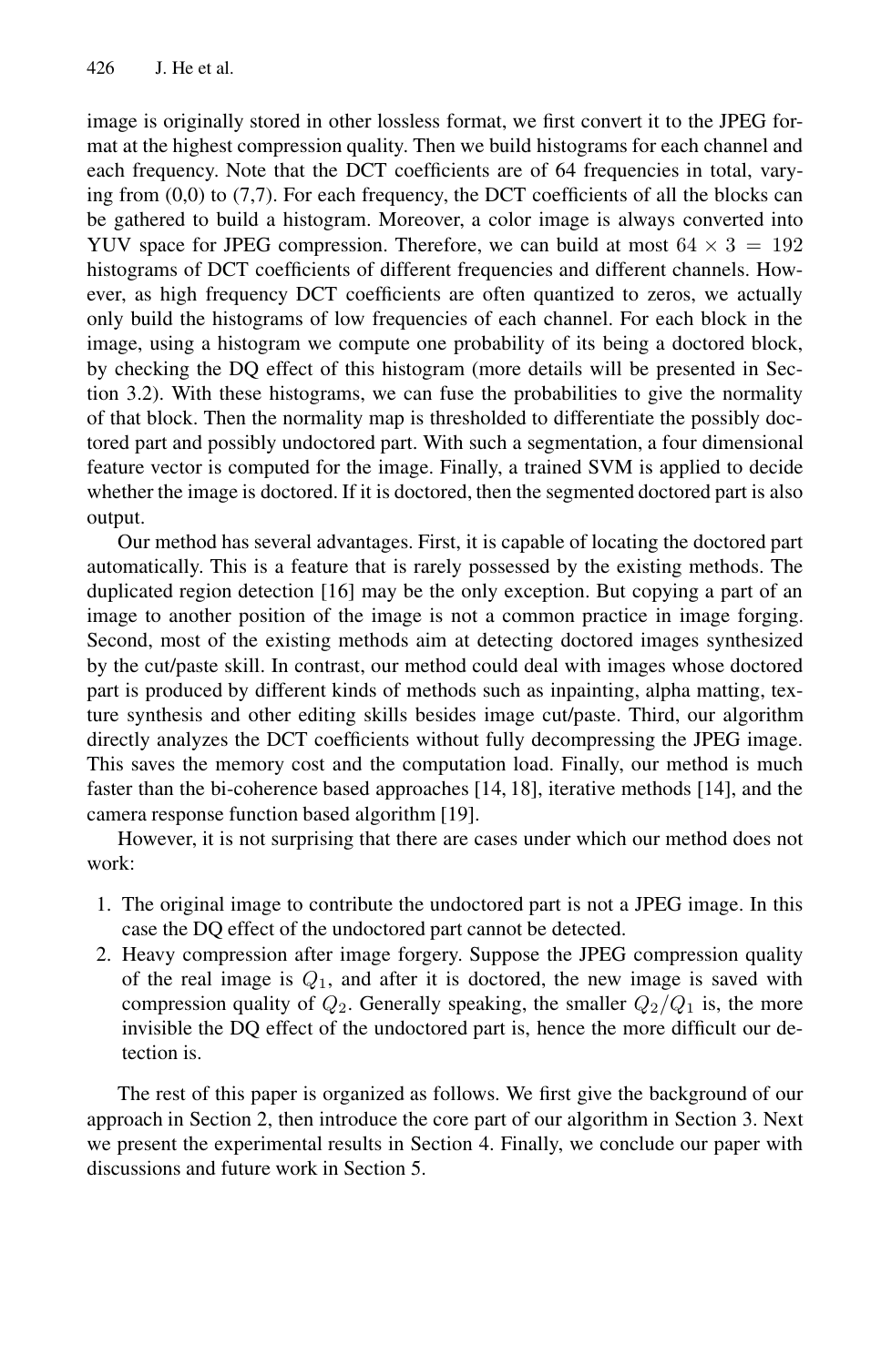image is originally stored in other lossless format, we first convert it to the JPEG format at the highest compression quality. Then we build histograms for each channel and each frequency. Note that the DCT coefficients are of 64 frequencies in total, varying from (0,0) to (7,7). For each frequency, the DCT coefficients of all the blocks can be gathered to build a histogram. Moreover, a color image is always converted into YUV space for JPEG compression. Therefore, we can build at most $64 \times 3 = 192$ histograms of DCT coefficients of different frequencies and different channels. However, as high frequency DCT coefficients are often quantized to zeros, we actually only build the histograms of low frequencies of each channel. For each block in the image, using a histogram we compute one probability of its being a doctored block, by checking the DQ effect of this histogram (more details will be presented in Section 3.2). With these histograms, we can fuse the probabilities to give the normality of that block. Then the normality map is thresholded to differentiate the possibly doctored part and possibly undoctored part. With such a segmentation, a four dimensional feature vector is computed for the image. Finally, a trained SVM is applied to decide whether the image is doctored. If it is doctored, then the segmented doctored part is also output.

Our method has several advantages. First, it is capable of locating the doctored part automatically. This is a feature that is rarely possessed by the existing methods. The duplicated region detection [16] may be the only exception. But copying a part of an image to another position of the image is not a common practice in image forging. Second, most of the existing methods aim at detecting doctored images synthesized by the cut/paste skill. In contrast, our method could deal with images whose doctored part is produced by different kinds of methods such as inpainting, alpha matting, texture synthesis and other editing skills besides image cut/paste. Third, our algorithm directly analyzes the DCT coefficients without fully decompressing the JPEG image. This saves the memory cost and the computation load. Finally, our method is much faster than the bi-coherence based approaches [14, 18], iterative methods [14], and the camera response function based algorithm [19].

However, it is not surprising that there are cases under which our method does not work:

1. The original image to contribute the undoctored part is not a JPEG image. In this case the DQ effect of the undoctored part cannot be detected.
2. Heavy compression after image forgery. Suppose the JPEG compression quality of the real image is $Q_1$, and after it is doctored, the new image is saved with compression quality of $Q_2$. Generally speaking, the smaller $Q_2/Q_1$ is, the more invisible the DQ effect of the undoctored part is, hence the more difficult our detection is.

The rest of this paper is organized as follows. We first give the background of our approach in Section 2, then introduce the core part of our algorithm in Section 3. Next we present the experimental results in Section 4. Finally, we conclude our paper with discussions and future work in Section 5.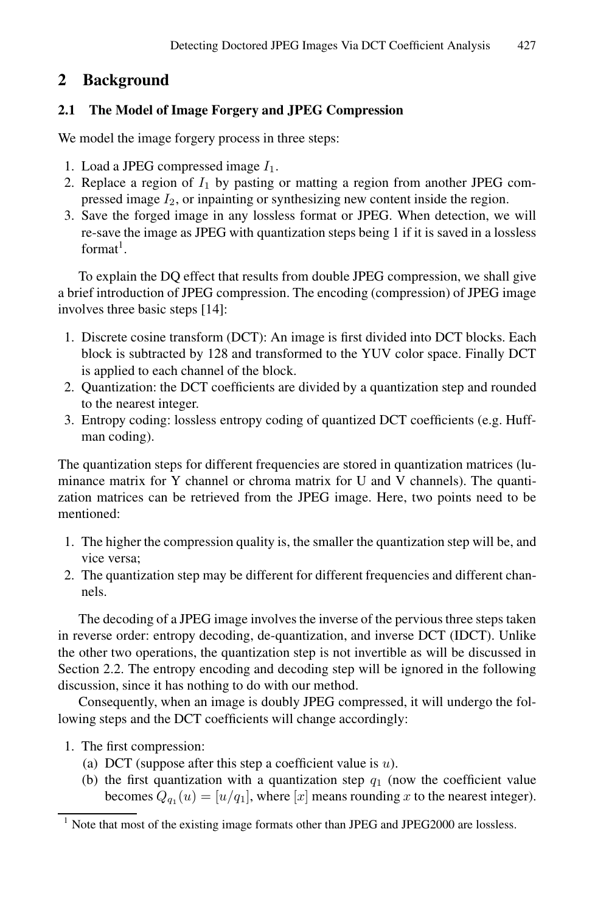## 2 Background

### 2.1 The Model of Image Forgery and JPEG Compression

We model the image forgery process in three steps:

1. Load a JPEG compressed image $I_1$.
2. Replace a region of $I_1$ by pasting or matting a region from another JPEG compressed image $I_2$, or inpainting or synthesizing new content inside the region.
3. Save the forged image in any lossless format or JPEG. When detection, we will re-save the image as JPEG with quantization steps being 1 if it is saved in a lossless format[1].

To explain the DQ effect that results from double JPEG compression, we shall give a brief introduction of JPEG compression. The encoding (compression) of JPEG image involves three basic steps [14]:

1. Discrete cosine transform (DCT): An image is first divided into DCT blocks. Each block is subtracted by 128 and transformed to the YUV color space. Finally DCT is applied to each channel of the block.
2. Quantization: the DCT coefficients are divided by a quantization step and rounded to the nearest integer.
3. Entropy coding: lossless entropy coding of quantized DCT coefficients (e.g. Huffman coding).

The quantization steps for different frequencies are stored in quantization matrices (luminance matrix for Y channel or chroma matrix for U and V channels). The quantization matrices can be retrieved from the JPEG image. Here, two points need to be mentioned:

1. The higher the compression quality is, the smaller the quantization step will be, and vice versa;
2. The quantization step may be different for different frequencies and different channels.

The decoding of a JPEG image involves the inverse of the pervious three steps taken in reverse order: entropy decoding, de-quantization, and inverse DCT (IDCT). Unlike the other two operations, the quantization step is not invertible as will be discussed in Section 2.2. The entropy encoding and decoding step will be ignored in the following discussion, since it has nothing to do with our method.

Consequently, when an image is doubly JPEG compressed, it will undergo the following steps and the DCT coefficients will change accordingly:

1. The first compression:
   (a) DCT (suppose after this step a coefficient value is $u$).
   (b) the first quantization with a quantization step $q_1$ (now the coefficient value becomes $Q_{q_1}(u) = [u/q_1]$, where $[x]$ means rounding $x$ to the nearest integer).

[1] Note that most of the existing image formats other than JPEG and JPEG2000 are lossless.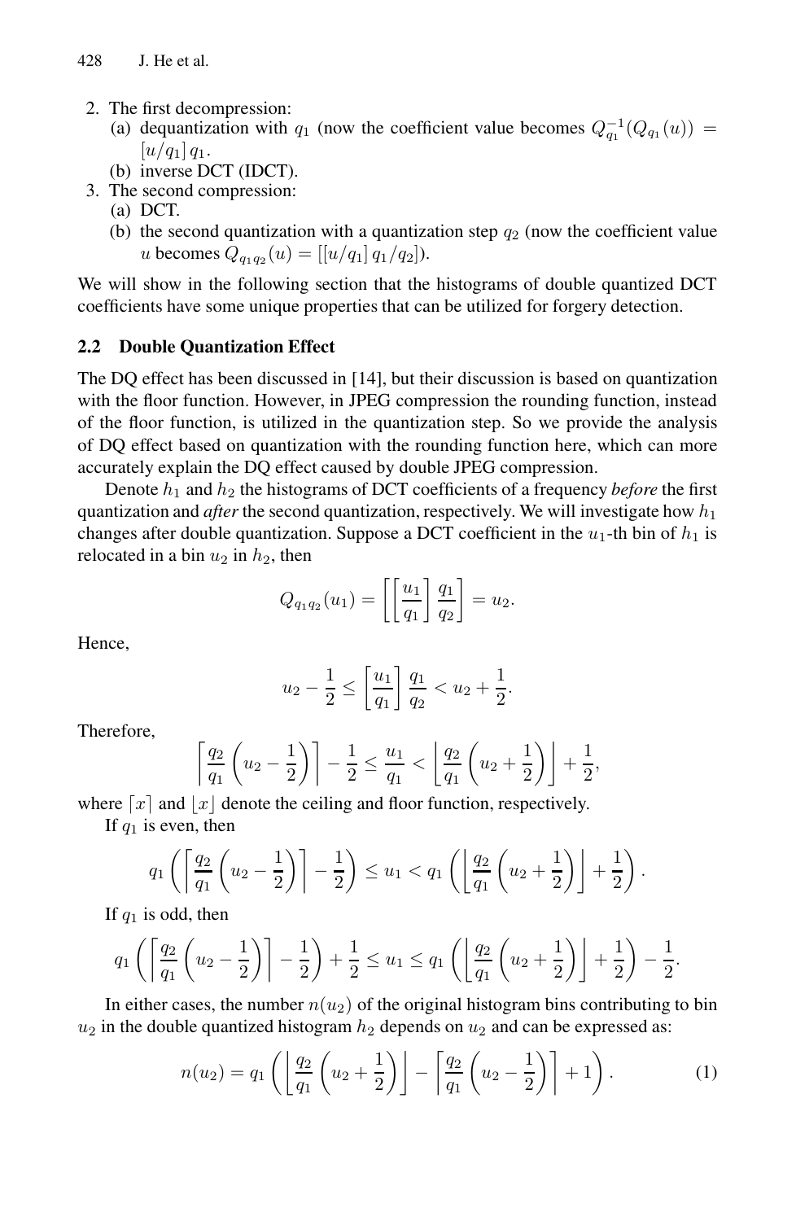2. The first decompression:
   (a) dequantization with $q_1$ (now the coefficient value becomes $Q_{q_1}^{-1}(Q_{q_1}(u)) = [u/q_1]\, q_1$.
   (b) inverse DCT (IDCT).
3. The second compression:
   (a) DCT.
   (b) the second quantization with a quantization step $q_2$ (now the coefficient value $u$ becomes $Q_{q_1 q_2}(u) = [[u/q_1]\, q_1/q_2]$).

We will show in the following section that the histograms of double quantized DCT coefficients have some unique properties that can be utilized for forgery detection.

### 2.2 Double Quantization Effect

The DQ effect has been discussed in [14], but their discussion is based on quantization with the floor function. However, in JPEG compression the rounding function, instead of the floor function, is utilized in the quantization step. So we provide the analysis of DQ effect based on quantization with the rounding function here, which can more accurately explain the DQ effect caused by double JPEG compression.

Denote $h_1$ and $h_2$ the histograms of DCT coefficients of a frequency *before* the first quantization and *after* the second quantization, respectively. We will investigate how $h_1$ changes after double quantization. Suppose a DCT coefficient in the $u_1$-th bin of $h_1$ is relocated in a bin $u_2$ in $h_2$, then

$$Q_{q_1 q_2}(u_1) = \left[ \left[ \frac{u_1}{q_1} \right] \frac{q_1}{q_2} \right] = u_2.$$

Hence,

$$u_2 - \frac{1}{2} \leq \left[ \frac{u_1}{q_1} \right] \frac{q_1}{q_2} < u_2 + \frac{1}{2}.$$

Therefore,

$$\left\lceil \frac{q_2}{q_1} \left( u_2 - \frac{1}{2} \right) \right\rceil - \frac{1}{2} \leq \frac{u_1}{q_1} < \left\lfloor \frac{q_2}{q_1} \left( u_2 + \frac{1}{2} \right) \right\rfloor + \frac{1}{2},$$

where $\lceil x \rceil$ and $\lfloor x \rfloor$ denote the ceiling and floor function, respectively.

If $q_1$ is even, then

$$q_1 \left( \left\lceil \frac{q_2}{q_1} \left( u_2 - \frac{1}{2} \right) \right\rceil - \frac{1}{2} \right) \leq u_1 < q_1 \left( \left\lfloor \frac{q_2}{q_1} \left( u_2 + \frac{1}{2} \right) \right\rfloor + \frac{1}{2} \right).$$

If $q_1$ is odd, then

$$q_1 \left( \left\lceil \frac{q_2}{q_1} \left( u_2 - \frac{1}{2} \right) \right\rceil - \frac{1}{2} \right) + \frac{1}{2} \leq u_1 \leq q_1 \left( \left\lfloor \frac{q_2}{q_1} \left( u_2 + \frac{1}{2} \right) \right\rfloor + \frac{1}{2} \right) - \frac{1}{2}.$$

In either cases, the number $n(u_2)$ of the original histogram bins contributing to bin $u_2$ in the double quantized histogram $h_2$ depends on $u_2$ and can be expressed as:

$$n(u_2) = q_1 \left( \left\lfloor \frac{q_2}{q_1} \left( u_2 + \frac{1}{2} \right) \right\rfloor - \left\lceil \frac{q_2}{q_1} \left( u_2 - \frac{1}{2} \right) \right\rceil + 1 \right). \quad (1)$$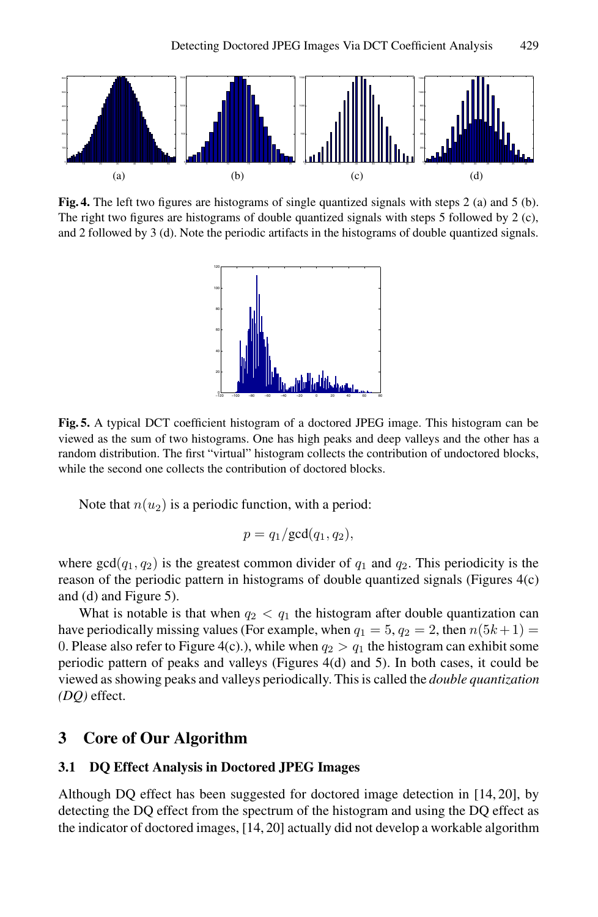(a) (b) (c) (d)

**Fig. 4.** The left two figures are histograms of single quantized signals with steps 2 (a) and 5 (b). The right two figures are histograms of double quantized signals with steps 5 followed by 2 (c), and 2 followed by 3 (d). Note the periodic artifacts in the histograms of double quantized signals.

**Fig. 5.** A typical DCT coefficient histogram of a doctored JPEG image. This histogram can be viewed as the sum of two histograms. One has high peaks and deep valleys and the other has a random distribution. The first "virtual" histogram collects the contribution of undoctored blocks, while the second one collects the contribution of doctored blocks.

Note that $n(u_2)$ is a periodic function, with a period:

$$p = q_1/\text{gcd}(q_1, q_2),$$

where $\text{gcd}(q_1, q_2)$ is the greatest common divider of $q_1$ and $q_2$. This periodicity is the reason of the periodic pattern in histograms of double quantized signals (Figures 4(c) and (d) and Figure 5).

What is notable is that when $q_2 < q_1$ the histogram after double quantization can have periodically missing values (For example, when $q_1 = 5, q_2 = 2$, then $n(5k+1) = 0$. Please also refer to Figure 4(c).), while when $q_2 > q_1$ the histogram can exhibit some periodic pattern of peaks and valleys (Figures 4(d) and 5). In both cases, it could be viewed as showing peaks and valleys periodically. This is called the *double quantization (DQ)* effect.

## 3 Core of Our Algorithm

### 3.1 DQ Effect Analysis in Doctored JPEG Images

Although DQ effect has been suggested for doctored image detection in [14, 20], by detecting the DQ effect from the spectrum of the histogram and using the DQ effect as the indicator of doctored images, [14, 20] actually did not develop a workable algorithm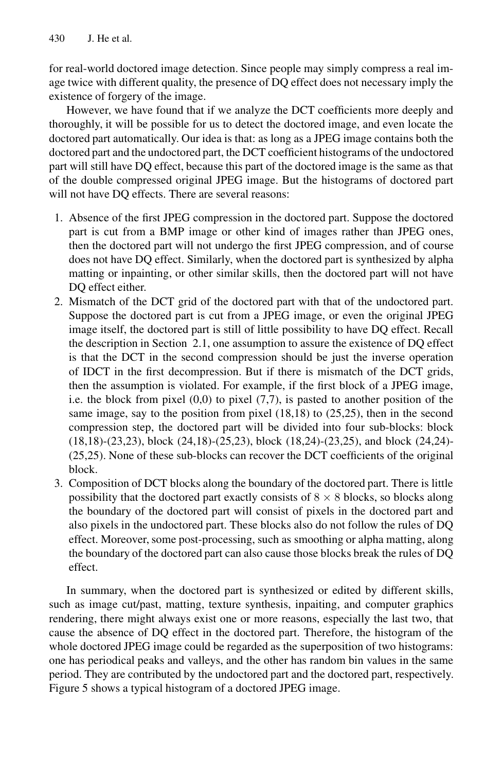for real-world doctored image detection. Since people may simply compress a real image twice with different quality, the presence of DQ effect does not necessary imply the existence of forgery of the image.

However, we have found that if we analyze the DCT coefficients more deeply and thoroughly, it will be possible for us to detect the doctored image, and even locate the doctored part automatically. Our idea is that: as long as a JPEG image contains both the doctored part and the undoctored part, the DCT coefficient histograms of the undoctored part will still have DQ effect, because this part of the doctored image is the same as that of the double compressed original JPEG image. But the histograms of doctored part will not have DQ effects. There are several reasons:

1. Absence of the first JPEG compression in the doctored part. Suppose the doctored part is cut from a BMP image or other kind of images rather than JPEG ones, then the doctored part will not undergo the first JPEG compression, and of course does not have DQ effect. Similarly, when the doctored part is synthesized by alpha matting or inpainting, or other similar skills, then the doctored part will not have DQ effect either.
2. Mismatch of the DCT grid of the doctored part with that of the undoctored part. Suppose the doctored part is cut from a JPEG image, or even the original JPEG image itself, the doctored part is still of little possibility to have DQ effect. Recall the description in Section 2.1, one assumption to assure the existence of DQ effect is that the DCT in the second compression should be just the inverse operation of IDCT in the first decompression. But if there is mismatch of the DCT grids, then the assumption is violated. For example, if the first block of a JPEG image, i.e. the block from pixel (0,0) to pixel (7,7), is pasted to another position of the same image, say to the position from pixel (18,18) to (25,25), then in the second compression step, the doctored part will be divided into four sub-blocks: block (18,18)-(23,23), block (24,18)-(25,23), block (18,24)-(23,25), and block (24,24)-(25,25). None of these sub-blocks can recover the DCT coefficients of the original block.
3. Composition of DCT blocks along the boundary of the doctored part. There is little possibility that the doctored part exactly consists of $8 \times 8$ blocks, so blocks along the boundary of the doctored part will consist of pixels in the doctored part and also pixels in the undoctored part. These blocks also do not follow the rules of DQ effect. Moreover, some post-processing, such as smoothing or alpha matting, along the boundary of the doctored part can also cause those blocks break the rules of DQ effect.

In summary, when the doctored part is synthesized or edited by different skills, such as image cut/past, matting, texture synthesis, inpaiting, and computer graphics rendering, there might always exist one or more reasons, especially the last two, that cause the absence of DQ effect in the doctored part. Therefore, the histogram of the whole doctored JPEG image could be regarded as the superposition of two histograms: one has periodical peaks and valleys, and the other has random bin values in the same period. They are contributed by the undoctored part and the doctored part, respectively. Figure 5 shows a typical histogram of a doctored JPEG image.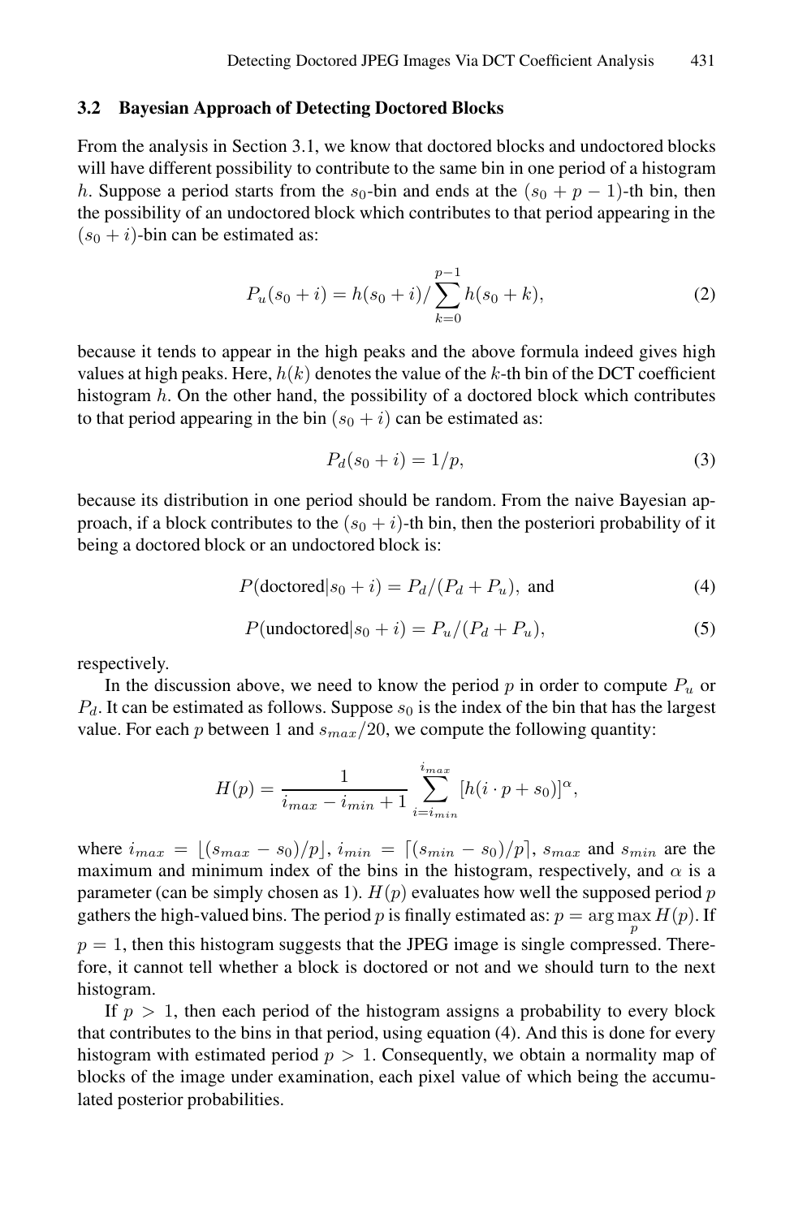### 3.2 Bayesian Approach of Detecting Doctored Blocks

From the analysis in Section 3.1, we know that doctored blocks and undoctored blocks will have different possibility to contribute to the same bin in one period of a histogram $h$. Suppose a period starts from the $s_0$-bin and ends at the $(s_0 + p - 1)$-th bin, then the possibility of an undoctored block which contributes to that period appearing in the $(s_0 + i)$-bin can be estimated as:

$$P_u(s_0 + i) = h(s_0 + i) / \sum_{k=0}^{p-1} h(s_0 + k), \tag{2}$$

because it tends to appear in the high peaks and the above formula indeed gives high values at high peaks. Here, $h(k)$ denotes the value of the $k$-th bin of the DCT coefficient histogram $h$. On the other hand, the possibility of a doctored block which contributes to that period appearing in the bin $(s_0 + i)$ can be estimated as:

$$P_d(s_0 + i) = 1/p, \tag{3}$$

because its distribution in one period should be random. From the naive Bayesian approach, if a block contributes to the $(s_0 + i)$-th bin, then the posteriori probability of it being a doctored block or an undoctored block is:

$$P(\text{doctored}|s_0 + i) = P_d/(P_d + P_u), \text{ and} \tag{4}$$

$$P(\text{undoctored}|s_0 + i) = P_u/(P_d + P_u), \tag{5}$$

respectively.

In the discussion above, we need to know the period $p$ in order to compute $P_u$ or $P_d$. It can be estimated as follows. Suppose $s_0$ is the index of the bin that has the largest value. For each $p$ between 1 and $s_{max}/20$, we compute the following quantity:

$$H(p) = \frac{1}{i_{max} - i_{min} + 1} \sum_{i=i_{min}}^{i_{max}} [h(i \cdot p + s_0)]^{\alpha},$$

where $i_{max} = \lfloor (s_{max} - s_0)/p \rfloor$, $i_{min} = \lceil (s_{min} - s_0)/p \rceil$, $s_{max}$ and $s_{min}$ are the maximum and minimum index of the bins in the histogram, respectively, and $\alpha$ is a parameter (can be simply chosen as 1). $H(p)$ evaluates how well the supposed period $p$ gathers the high-valued bins. The period $p$ is finally estimated as: $p = \arg\max_{p} H(p)$. If $p = 1$, then this histogram suggests that the JPEG image is single compressed. Therefore, it cannot tell whether a block is doctored or not and we should turn to the next histogram.

If $p > 1$, then each period of the histogram assigns a probability to every block that contributes to the bins in that period, using equation (4). And this is done for every histogram with estimated period $p > 1$. Consequently, we obtain a normality map of blocks of the image under examination, each pixel value of which being the accumulated posterior probabilities.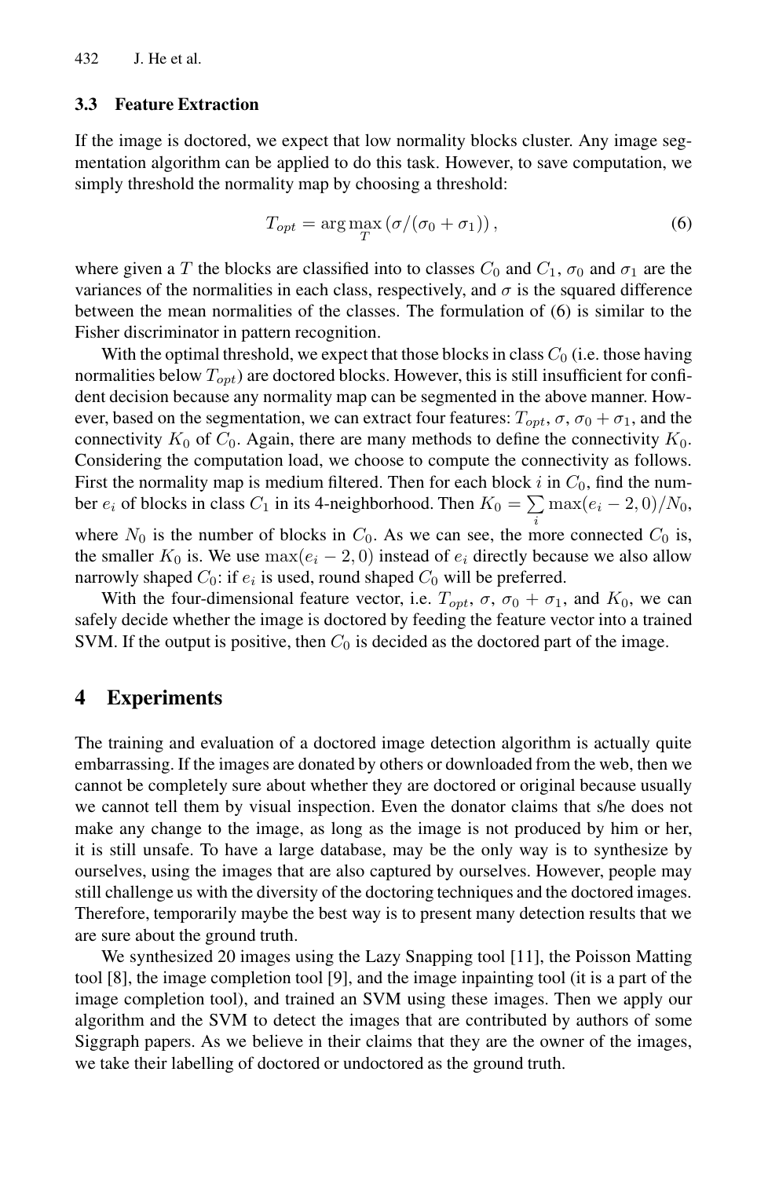### 3.3 Feature Extraction

If the image is doctored, we expect that low normality blocks cluster. Any image segmentation algorithm can be applied to do this task. However, to save computation, we simply threshold the normality map by choosing a threshold:

$$T_{opt} = \arg\max_{T} \left( \sigma / (\sigma_0 + \sigma_1) \right), \tag{6}$$

where given a $T$ the blocks are classified into to classes $C_0$ and $C_1$, $\sigma_0$ and $\sigma_1$ are the variances of the normalities in each class, respectively, and $\sigma$ is the squared difference between the mean normalities of the classes. The formulation of (6) is similar to the Fisher discriminator in pattern recognition.

With the optimal threshold, we expect that those blocks in class $C_0$ (i.e. those having normalities below $T_{opt}$) are doctored blocks. However, this is still insufficient for confident decision because any normality map can be segmented in the above manner. However, based on the segmentation, we can extract four features: $T_{opt}$, $\sigma$, $\sigma_0 + \sigma_1$, and the connectivity $K_0$ of $C_0$. Again, there are many methods to define the connectivity $K_0$. Considering the computation load, we choose to compute the connectivity as follows. First the normality map is medium filtered. Then for each block $i$ in $C_0$, find the number $e_i$ of blocks in class $C_1$ in its 4-neighborhood. Then $K_0 = \sum_i \max(e_i - 2, 0)/N_0$, where $N_0$ is the number of blocks in $C_0$. As we can see, the more connected $C_0$ is, the smaller $K_0$ is. We use $\max(e_i - 2, 0)$ instead of $e_i$ directly because we also allow narrowly shaped $C_0$: if $e_i$ is used, round shaped $C_0$ will be preferred.

With the four-dimensional feature vector, i.e. $T_{opt}$, $\sigma$, $\sigma_0 + \sigma_1$, and $K_0$, we can safely decide whether the image is doctored by feeding the feature vector into a trained SVM. If the output is positive, then $C_0$ is decided as the doctored part of the image.

## 4 Experiments

The training and evaluation of a doctored image detection algorithm is actually quite embarrassing. If the images are donated by others or downloaded from the web, then we cannot be completely sure about whether they are doctored or original because usually we cannot tell them by visual inspection. Even the donator claims that s/he does not make any change to the image, as long as the image is not produced by him or her, it is still unsafe. To have a large database, may be the only way is to synthesize by ourselves, using the images that are also captured by ourselves. However, people may still challenge us with the diversity of the doctoring techniques and the doctored images. Therefore, temporarily maybe the best way is to present many detection results that we are sure about the ground truth.

We synthesized 20 images using the Lazy Snapping tool [11], the Poisson Matting tool [8], the image completion tool [9], and the image inpainting tool (it is a part of the image completion tool), and trained an SVM using these images. Then we apply our algorithm and the SVM to detect the images that are contributed by authors of some Siggraph papers. As we believe in their claims that they are the owner of the images, we take their labelling of doctored or undoctored as the ground truth.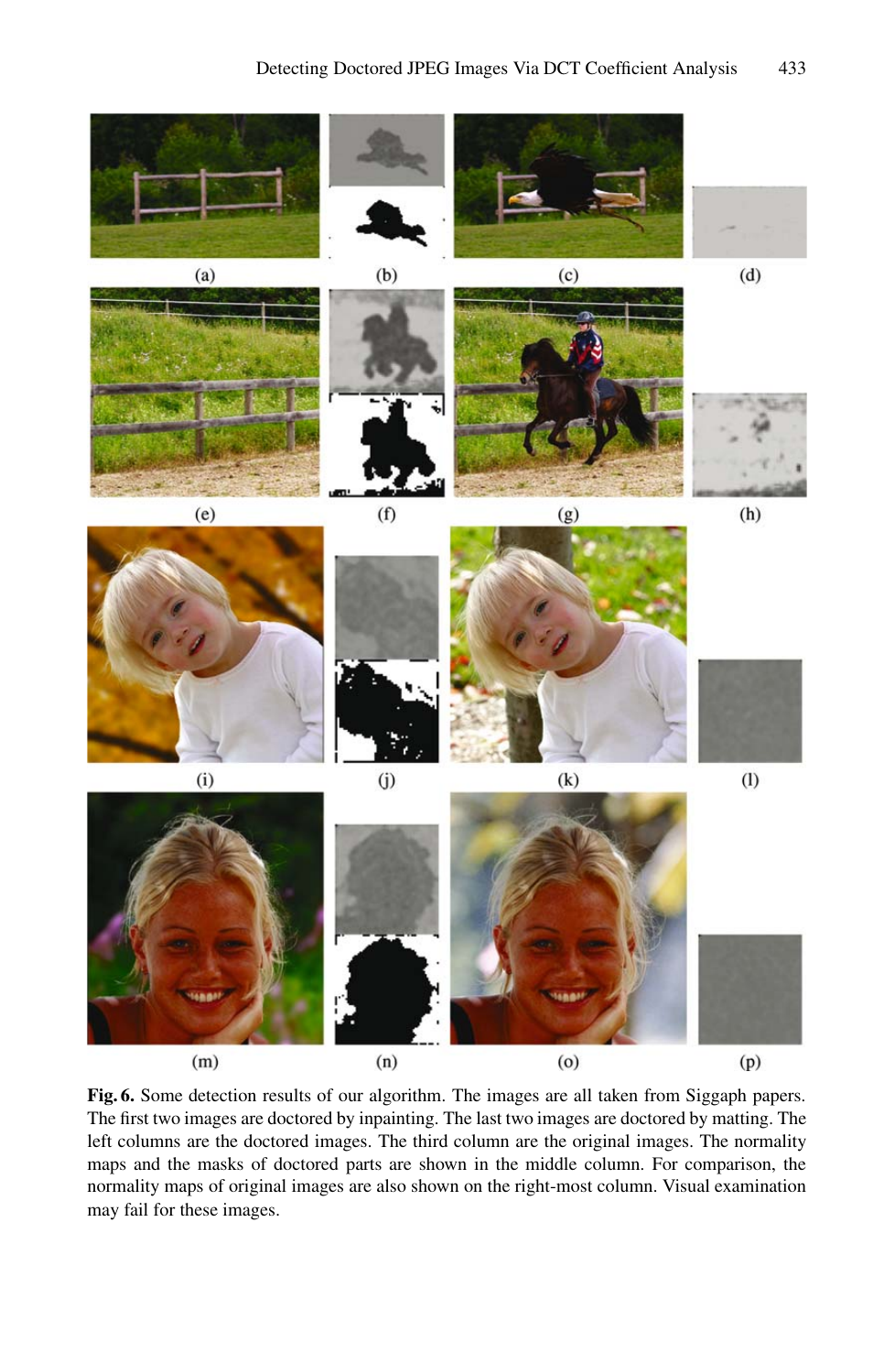**Fig. 6.** Some detection results of our algorithm. The images are all taken from Siggaph papers. The first two images are doctored by inpainting. The last two images are doctored by matting. The left columns are the doctored images. The third column are the original images. The normality maps and the masks of doctored parts are shown in the middle column. For comparison, the normality maps of original images are also shown on the right-most column. Visual examination may fail for these images.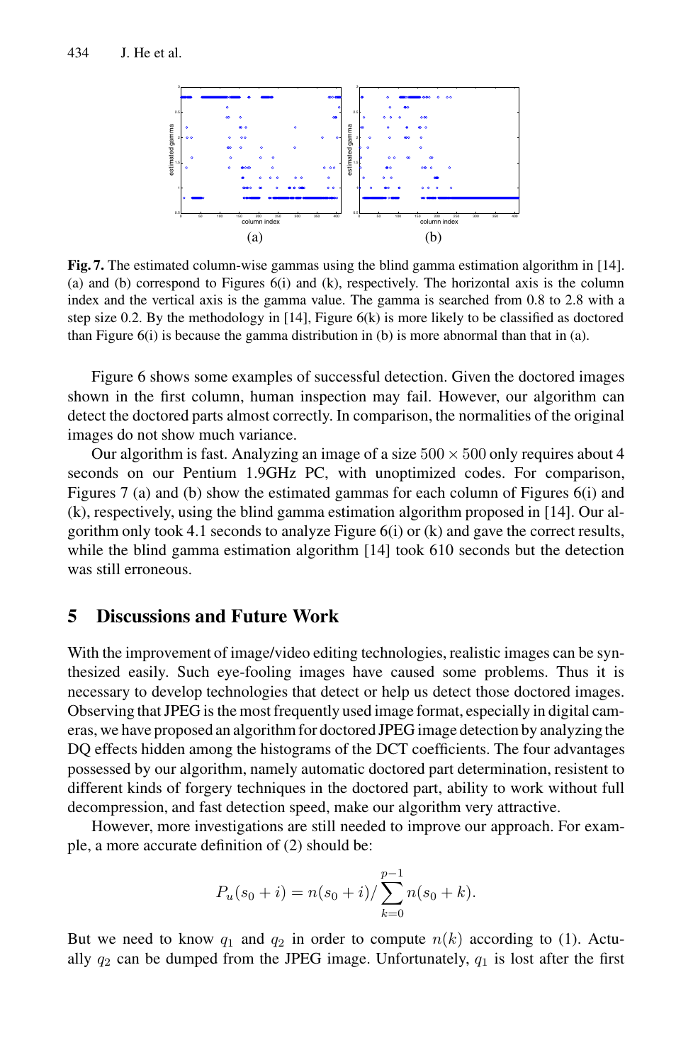**Fig. 7.** The estimated column-wise gammas using the blind gamma estimation algorithm in [14]. (a) and (b) correspond to Figures 6(i) and (k), respectively. The horizontal axis is the column index and the vertical axis is the gamma value. The gamma is searched from 0.8 to 2.8 with a step size 0.2. By the methodology in [14], Figure 6(k) is more likely to be classified as doctored than Figure 6(i) is because the gamma distribution in (b) is more abnormal than that in (a).

Figure 6 shows some examples of successful detection. Given the doctored images shown in the first column, human inspection may fail. However, our algorithm can detect the doctored parts almost correctly. In comparison, the normalities of the original images do not show much variance.

Our algorithm is fast. Analyzing an image of a size $500 \times 500$ only requires about 4 seconds on our Pentium 1.9GHz PC, with unoptimized codes. For comparison, Figures 7 (a) and (b) show the estimated gammas for each column of Figures 6(i) and (k), respectively, using the blind gamma estimation algorithm proposed in [14]. Our algorithm only took 4.1 seconds to analyze Figure 6(i) or (k) and gave the correct results, while the blind gamma estimation algorithm [14] took 610 seconds but the detection was still erroneous.

## 5 Discussions and Future Work

With the improvement of image/video editing technologies, realistic images can be synthesized easily. Such eye-fooling images have caused some problems. Thus it is necessary to develop technologies that detect or help us detect those doctored images. Observing that JPEG is the most frequently used image format, especially in digital cameras, we have proposed an algorithm for doctored JPEG image detection by analyzing the DQ effects hidden among the histograms of the DCT coefficients. The four advantages possessed by our algorithm, namely automatic doctored part determination, resistent to different kinds of forgery techniques in the doctored part, ability to work without full decompression, and fast detection speed, make our algorithm very attractive.

However, more investigations are still needed to improve our approach. For example, a more accurate definition of (2) should be:

$$P_u(s_0 + i) = n(s_0 + i) / \sum_{k=0}^{p-1} n(s_0 + k).$$

But we need to know $q_1$ and $q_2$ in order to compute $n(k)$ according to (1). Actually $q_2$ can be dumped from the JPEG image. Unfortunately, $q_1$ is lost after the first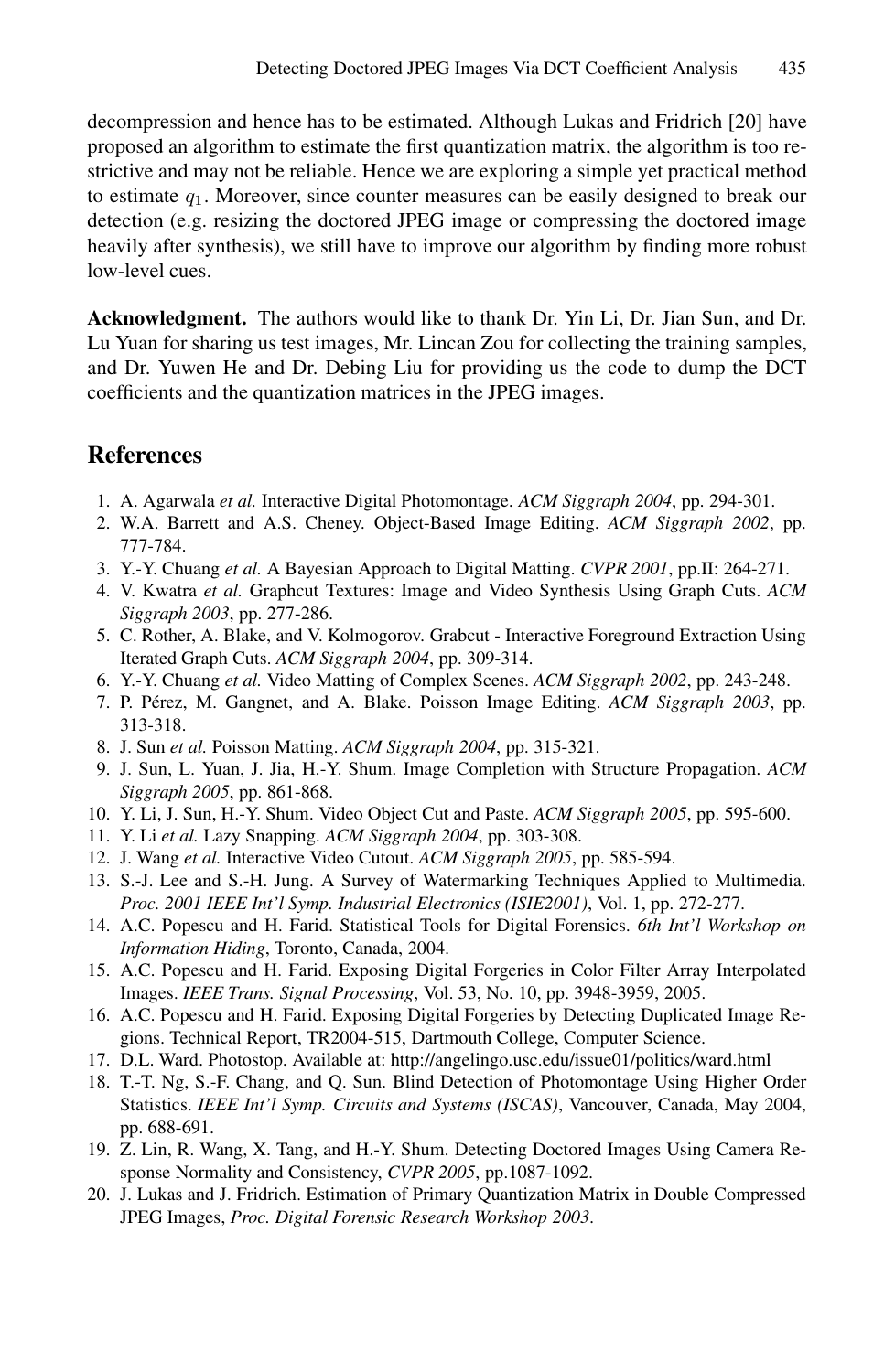decompression and hence has to be estimated. Although Lukas and Fridrich [20] have proposed an algorithm to estimate the first quantization matrix, the algorithm is too restrictive and may not be reliable. Hence we are exploring a simple yet practical method to estimate $q_1$. Moreover, since counter measures can be easily designed to break our detection (e.g. resizing the doctored JPEG image or compressing the doctored image heavily after synthesis), we still have to improve our algorithm by finding more robust low-level cues.

**Acknowledgment.** The authors would like to thank Dr. Yin Li, Dr. Jian Sun, and Dr. Lu Yuan for sharing us test images, Mr. Lincan Zou for collecting the training samples, and Dr. Yuwen He and Dr. Debing Liu for providing us the code to dump the DCT coefficients and the quantization matrices in the JPEG images.

## References

1. A. Agarwala *et al.* Interactive Digital Photomontage. *ACM Siggraph 2004*, pp. 294-301.
2. W.A. Barrett and A.S. Cheney. Object-Based Image Editing. *ACM Siggraph 2002*, pp. 777-784.
3. Y.-Y. Chuang *et al.* A Bayesian Approach to Digital Matting. *CVPR 2001*, pp.II: 264-271.
4. V. Kwatra *et al.* Graphcut Textures: Image and Video Synthesis Using Graph Cuts. *ACM Siggraph 2003*, pp. 277-286.
5. C. Rother, A. Blake, and V. Kolmogorov. Grabcut - Interactive Foreground Extraction Using Iterated Graph Cuts. *ACM Siggraph 2004*, pp. 309-314.
6. Y.-Y. Chuang *et al.* Video Matting of Complex Scenes. *ACM Siggraph 2002*, pp. 243-248.
7. P. Pérez, M. Gangnet, and A. Blake. Poisson Image Editing. *ACM Siggraph 2003*, pp. 313-318.
8. J. Sun *et al.* Poisson Matting. *ACM Siggraph 2004*, pp. 315-321.
9. J. Sun, L. Yuan, J. Jia, H.-Y. Shum. Image Completion with Structure Propagation. *ACM Siggraph 2005*, pp. 861-868.
10. Y. Li, J. Sun, H.-Y. Shum. Video Object Cut and Paste. *ACM Siggraph 2005*, pp. 595-600.
11. Y. Li *et al.* Lazy Snapping. *ACM Siggraph 2004*, pp. 303-308.
12. J. Wang *et al.* Interactive Video Cutout. *ACM Siggraph 2005*, pp. 585-594.
13. S.-J. Lee and S.-H. Jung. A Survey of Watermarking Techniques Applied to Multimedia. *Proc. 2001 IEEE Int'l Symp. Industrial Electronics (ISIE2001)*, Vol. 1, pp. 272-277.
14. A.C. Popescu and H. Farid. Statistical Tools for Digital Forensics. *6th Int'l Workshop on Information Hiding*, Toronto, Canada, 2004.
15. A.C. Popescu and H. Farid. Exposing Digital Forgeries in Color Filter Array Interpolated Images. *IEEE Trans. Signal Processing*, Vol. 53, No. 10, pp. 3948-3959, 2005.
16. A.C. Popescu and H. Farid. Exposing Digital Forgeries by Detecting Duplicated Image Regions. Technical Report, TR2004-515, Dartmouth College, Computer Science.
17. D.L. Ward. Photostop. Available at: http://angelingo.usc.edu/issue01/politics/ward.html
18. T.-T. Ng, S.-F. Chang, and Q. Sun. Blind Detection of Photomontage Using Higher Order Statistics. *IEEE Int'l Symp. Circuits and Systems (ISCAS)*, Vancouver, Canada, May 2004, pp. 688-691.
19. Z. Lin, R. Wang, X. Tang, and H.-Y. Shum. Detecting Doctored Images Using Camera Response Normality and Consistency, *CVPR 2005*, pp.1087-1092.
20. J. Lukas and J. Fridrich. Estimation of Primary Quantization Matrix in Double Compressed JPEG Images, *Proc. Digital Forensic Research Workshop 2003*.